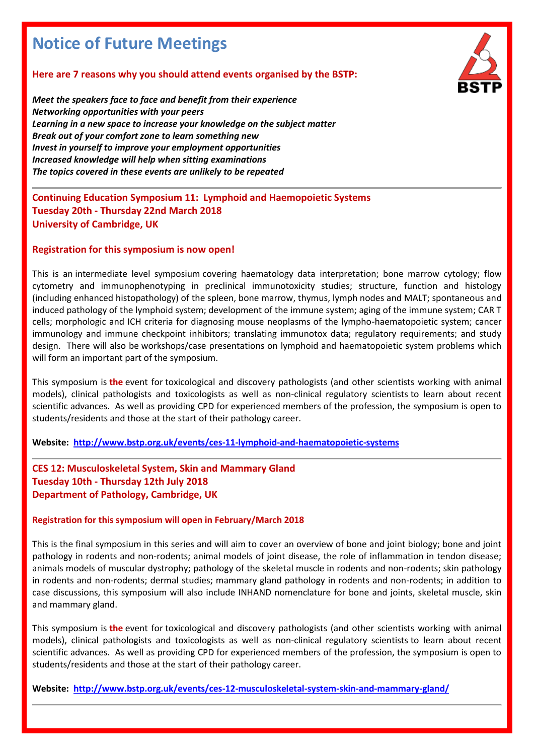# Notice of Future Meetings

**Here are 7 reasons why you should attend events organised by the BSTP:**

***Meet the speakers face to face and benefit from their experience***
***Networking opportunities with your peers***
***Learning in a new space to increase your knowledge on the subject matter***
***Break out of your comfort zone to learn something new***
***Invest in yourself to improve your employment opportunities***
***Increased knowledge will help when sitting examinations***
***The topics covered in these events are unlikely to be repeated***

---

**Continuing Education Symposium 11: Lymphoid and Haemopoietic Systems**
**Tuesday 20th - Thursday 22nd March 2018**
**University of Cambridge, UK**

**Registration for this symposium is now open!**

This is an intermediate level symposium covering haematology data interpretation; bone marrow cytology; flow cytometry and immunophenotyping in preclinical immunotoxicity studies; structure, function and histology (including enhanced histopathology) of the spleen, bone marrow, thymus, lymph nodes and MALT; spontaneous and induced pathology of the lymphoid system; development of the immune system; aging of the immune system; CAR T cells; morphologic and ICH criteria for diagnosing mouse neoplasms of the lympho-haematopoietic system; cancer immunology and immune checkpoint inhibitors; translating immunotox data; regulatory requirements; and study design. There will also be workshops/case presentations on lymphoid and haematopoietic system problems which will form an important part of the symposium.

This symposium is **the** event for toxicological and discovery pathologists (and other scientists working with animal models), clinical pathologists and toxicologists as well as non-clinical regulatory scientists to learn about recent scientific advances. As well as providing CPD for experienced members of the profession, the symposium is open to students/residents and those at the start of their pathology career.

**Website:** http://www.bstp.org.uk/events/ces-11-lymphoid-and-haematopoietic-systems

---

**CES 12: Musculoskeletal System, Skin and Mammary Gland**
**Tuesday 10th - Thursday 12th July 2018**
**Department of Pathology, Cambridge, UK**

**Registration for this symposium will open in February/March 2018**

This is the final symposium in this series and will aim to cover an overview of bone and joint biology; bone and joint pathology in rodents and non-rodents; animal models of joint disease, the role of inflammation in tendon disease; animals models of muscular dystrophy; pathology of the skeletal muscle in rodents and non-rodents; skin pathology in rodents and non-rodents; dermal studies; mammary gland pathology in rodents and non-rodents; in addition to case discussions, this symposium will also include INHAND nomenclature for bone and joints, skeletal muscle, skin and mammary gland.

This symposium is **the** event for toxicological and discovery pathologists (and other scientists working with animal models), clinical pathologists and toxicologists as well as non-clinical regulatory scientists to learn about recent scientific advances. As well as providing CPD for experienced members of the profession, the symposium is open to students/residents and those at the start of their pathology career.

**Website:** http://www.bstp.org.uk/events/ces-12-musculoskeletal-system-skin-and-mammary-gland/

---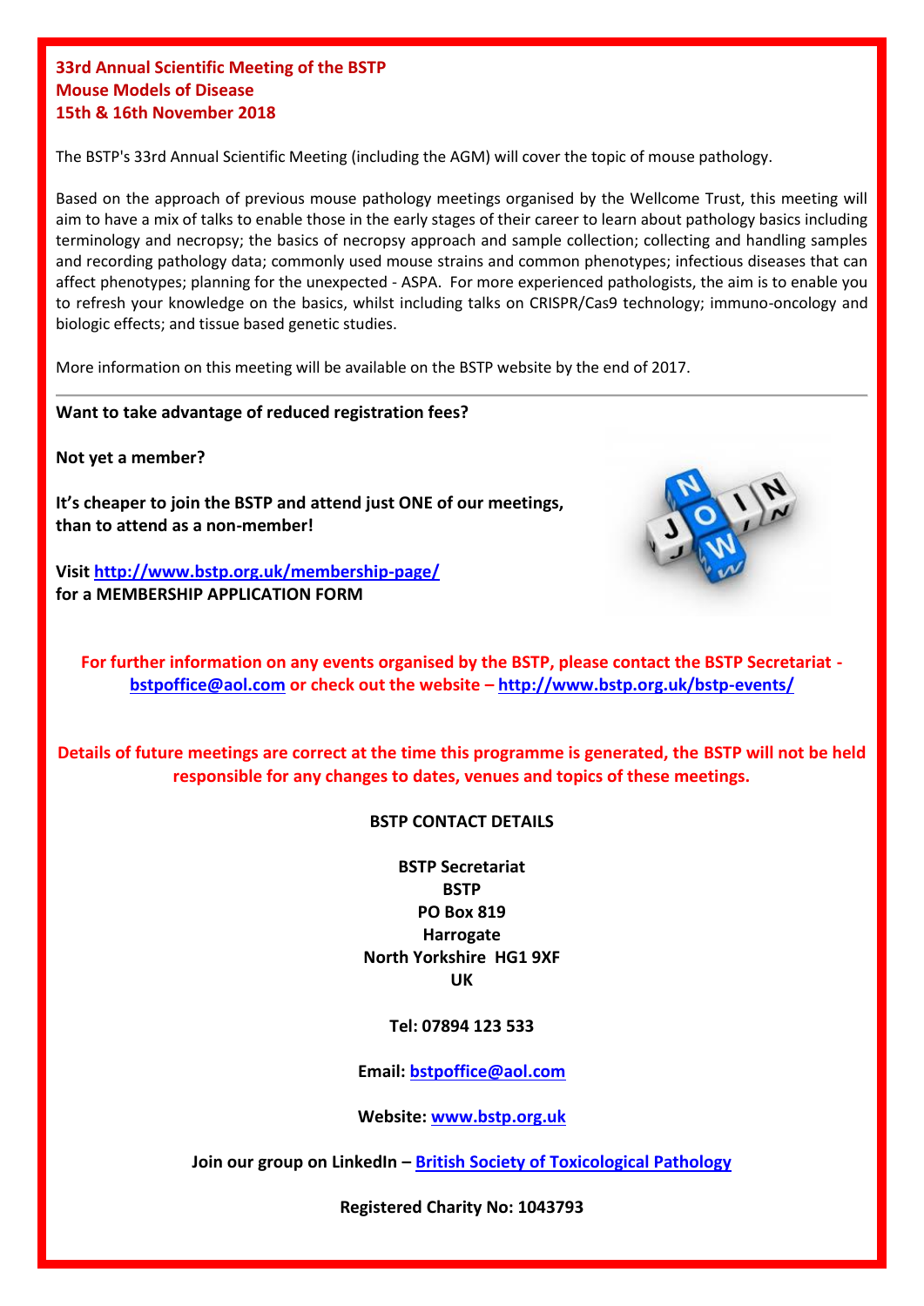## 33rd Annual Scientific Meeting of the BSTP
## Mouse Models of Disease
## 15th & 16th November 2018

The BSTP's 33rd Annual Scientific Meeting (including the AGM) will cover the topic of mouse pathology.

Based on the approach of previous mouse pathology meetings organised by the Wellcome Trust, this meeting will aim to have a mix of talks to enable those in the early stages of their career to learn about pathology basics including terminology and necropsy; the basics of necropsy approach and sample collection; collecting and handling samples and recording pathology data; commonly used mouse strains and common phenotypes; infectious diseases that can affect phenotypes; planning for the unexpected - ASPA. For more experienced pathologists, the aim is to enable you to refresh your knowledge on the basics, whilst including talks on CRISPR/Cas9 technology; immuno-oncology and biologic effects; and tissue based genetic studies.

More information on this meeting will be available on the BSTP website by the end of 2017.

---

**Want to take advantage of reduced registration fees?**

**Not yet a member?**

**It's cheaper to join the BSTP and attend just ONE of our meetings, than to attend as a non-member!**

**Visit http://www.bstp.org.uk/membership-page/ for a MEMBERSHIP APPLICATION FORM**

**For further information on any events organised by the BSTP, please contact the BSTP Secretariat - bstpoffice@aol.com or check out the website – http://www.bstp.org.uk/bstp-events/**

**Details of future meetings are correct at the time this programme is generated, the BSTP will not be held responsible for any changes to dates, venues and topics of these meetings.**

**BSTP CONTACT DETAILS**

**BSTP Secretariat**
**BSTP**
**PO Box 819**
**Harrogate**
**North Yorkshire HG1 9XF**
**UK**

**Tel: 07894 123 533**

**Email: bstpoffice@aol.com**

**Website: www.bstp.org.uk**

**Join our group on LinkedIn – British Society of Toxicological Pathology**

**Registered Charity No: 1043793**